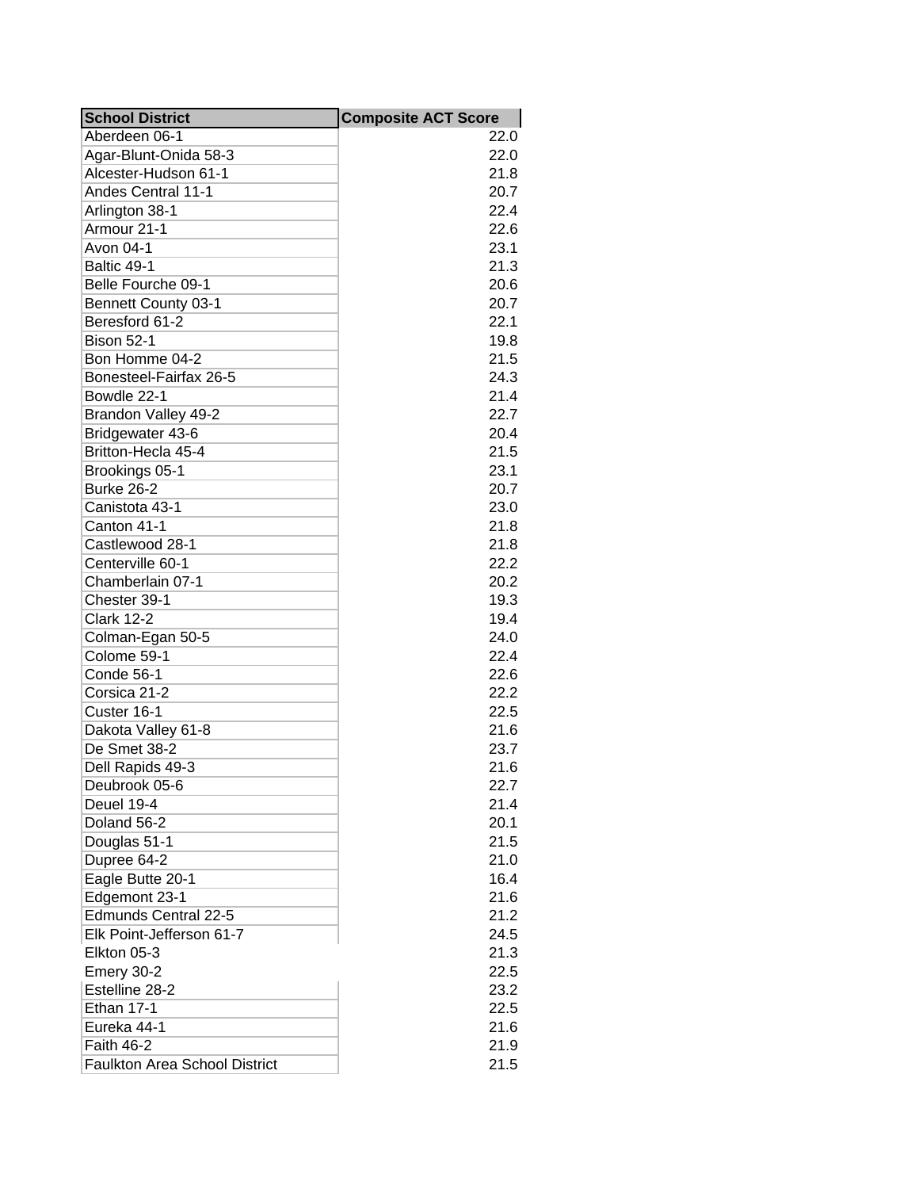| School District | Composite ACT Score |
|---|---|
| Aberdeen 06-1 | 22.0 |
| Agar-Blunt-Onida 58-3 | 22.0 |
| Alcester-Hudson 61-1 | 21.8 |
| Andes Central 11-1 | 20.7 |
| Arlington 38-1 | 22.4 |
| Armour 21-1 | 22.6 |
| Avon 04-1 | 23.1 |
| Baltic 49-1 | 21.3 |
| Belle Fourche 09-1 | 20.6 |
| Bennett County 03-1 | 20.7 |
| Beresford 61-2 | 22.1 |
| Bison 52-1 | 19.8 |
| Bon Homme 04-2 | 21.5 |
| Bonesteel-Fairfax 26-5 | 24.3 |
| Bowdle 22-1 | 21.4 |
| Brandon Valley 49-2 | 22.7 |
| Bridgewater 43-6 | 20.4 |
| Britton-Hecla 45-4 | 21.5 |
| Brookings 05-1 | 23.1 |
| Burke 26-2 | 20.7 |
| Canistota 43-1 | 23.0 |
| Canton 41-1 | 21.8 |
| Castlewood 28-1 | 21.8 |
| Centerville 60-1 | 22.2 |
| Chamberlain 07-1 | 20.2 |
| Chester 39-1 | 19.3 |
| Clark 12-2 | 19.4 |
| Colman-Egan 50-5 | 24.0 |
| Colome 59-1 | 22.4 |
| Conde 56-1 | 22.6 |
| Corsica 21-2 | 22.2 |
| Custer 16-1 | 22.5 |
| Dakota Valley 61-8 | 21.6 |
| De Smet 38-2 | 23.7 |
| Dell Rapids 49-3 | 21.6 |
| Deubrook 05-6 | 22.7 |
| Deuel 19-4 | 21.4 |
| Doland 56-2 | 20.1 |
| Douglas 51-1 | 21.5 |
| Dupree 64-2 | 21.0 |
| Eagle Butte 20-1 | 16.4 |
| Edgemont 23-1 | 21.6 |
| Edmunds Central 22-5 | 21.2 |
| Elk Point-Jefferson 61-7 | 24.5 |
| Elkton 05-3 | 21.3 |
| Emery 30-2 | 22.5 |
| Estelline 28-2 | 23.2 |
| Ethan 17-1 | 22.5 |
| Eureka 44-1 | 21.6 |
| Faith 46-2 | 21.9 |
| Faulkton Area School District | 21.5 |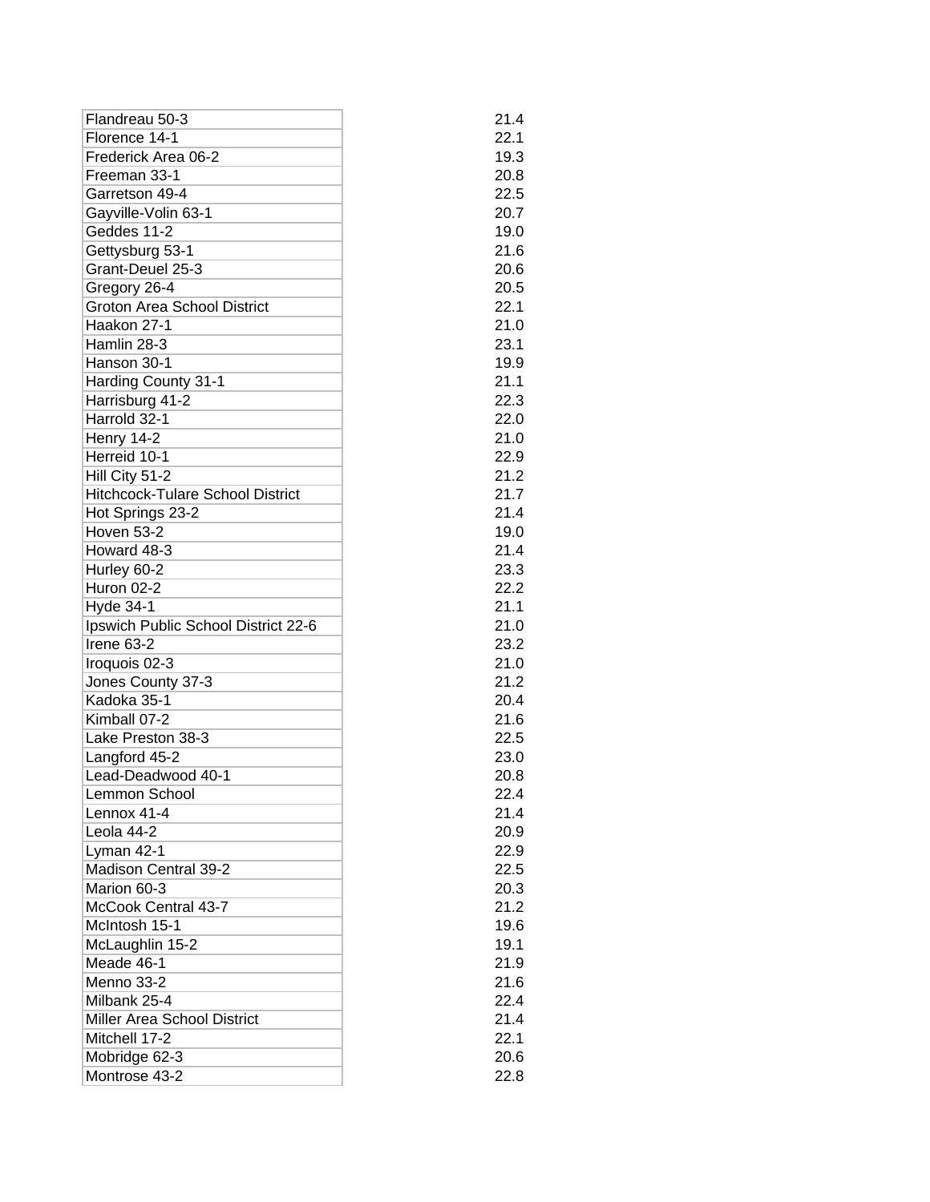| | |
|---|---|
| Flandreau 50-3 | 21.4 |
| Florence 14-1 | 22.1 |
| Frederick Area 06-2 | 19.3 |
| Freeman 33-1 | 20.8 |
| Garretson 49-4 | 22.5 |
| Gayville-Volin 63-1 | 20.7 |
| Geddes 11-2 | 19.0 |
| Gettysburg 53-1 | 21.6 |
| Grant-Deuel 25-3 | 20.6 |
| Gregory 26-4 | 20.5 |
| Groton Area School District | 22.1 |
| Haakon 27-1 | 21.0 |
| Hamlin 28-3 | 23.1 |
| Hanson 30-1 | 19.9 |
| Harding County 31-1 | 21.1 |
| Harrisburg 41-2 | 22.3 |
| Harrold 32-1 | 22.0 |
| Henry 14-2 | 21.0 |
| Herreid 10-1 | 22.9 |
| Hill City 51-2 | 21.2 |
| Hitchcock-Tulare School District | 21.7 |
| Hot Springs 23-2 | 21.4 |
| Hoven 53-2 | 19.0 |
| Howard 48-3 | 21.4 |
| Hurley 60-2 | 23.3 |
| Huron 02-2 | 22.2 |
| Hyde 34-1 | 21.1 |
| Ipswich Public School District 22-6 | 21.0 |
| Irene 63-2 | 23.2 |
| Iroquois 02-3 | 21.0 |
| Jones County 37-3 | 21.2 |
| Kadoka 35-1 | 20.4 |
| Kimball 07-2 | 21.6 |
| Lake Preston 38-3 | 22.5 |
| Langford 45-2 | 23.0 |
| Lead-Deadwood 40-1 | 20.8 |
| Lemmon School | 22.4 |
| Lennox 41-4 | 21.4 |
| Leola 44-2 | 20.9 |
| Lyman 42-1 | 22.9 |
| Madison Central 39-2 | 22.5 |
| Marion 60-3 | 20.3 |
| McCook Central 43-7 | 21.2 |
| McIntosh 15-1 | 19.6 |
| McLaughlin 15-2 | 19.1 |
| Meade 46-1 | 21.9 |
| Menno 33-2 | 21.6 |
| Milbank 25-4 | 22.4 |
| Miller Area School District | 21.4 |
| Mitchell 17-2 | 22.1 |
| Mobridge 62-3 | 20.6 |
| Montrose 43-2 | 22.8 |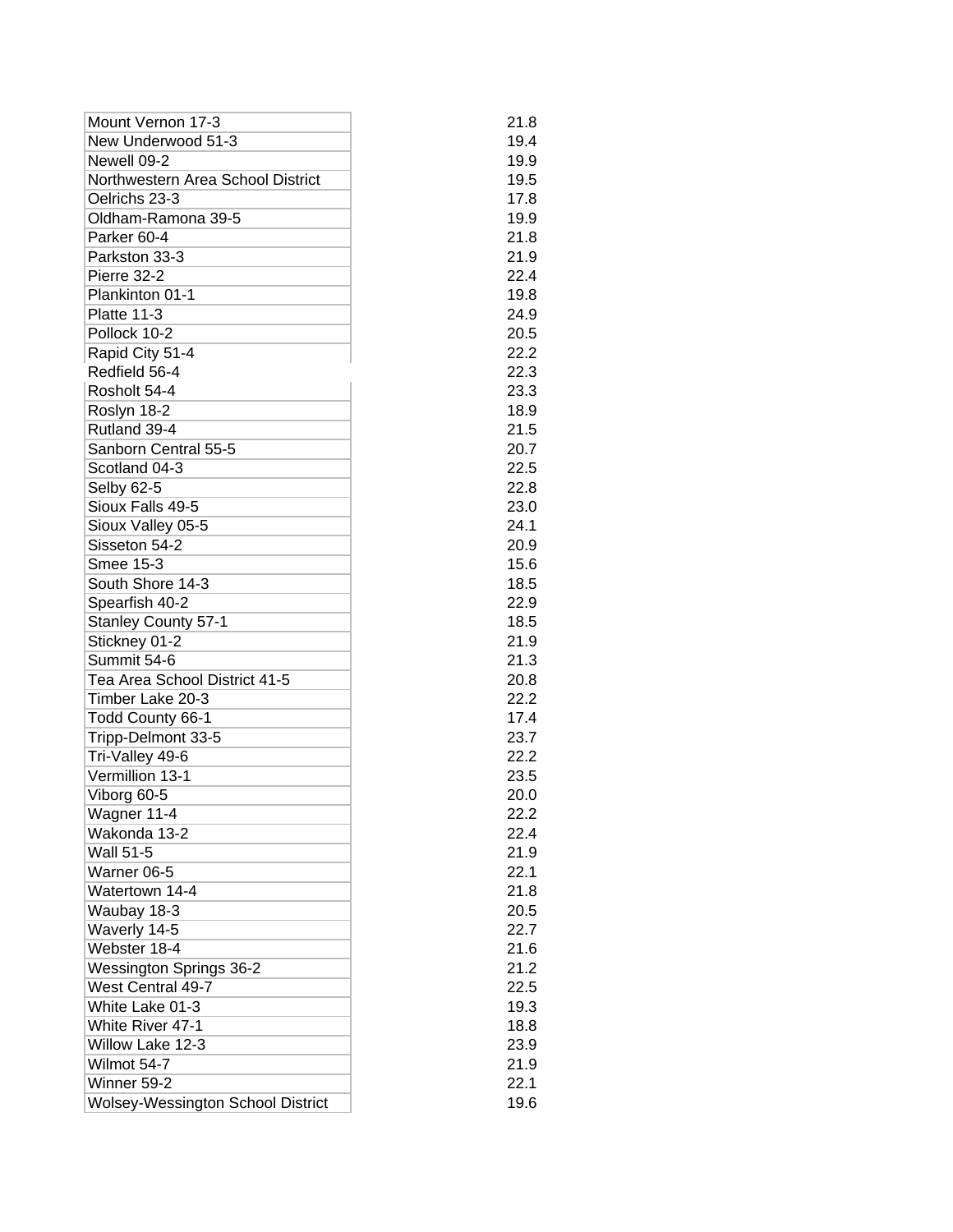| | |
|---|---|
| Mount Vernon 17-3 | 21.8 |
| New Underwood 51-3 | 19.4 |
| Newell 09-2 | 19.9 |
| Northwestern Area School District | 19.5 |
| Oelrichs 23-3 | 17.8 |
| Oldham-Ramona 39-5 | 19.9 |
| Parker 60-4 | 21.8 |
| Parkston 33-3 | 21.9 |
| Pierre 32-2 | 22.4 |
| Plankinton 01-1 | 19.8 |
| Platte 11-3 | 24.9 |
| Pollock 10-2 | 20.5 |
| Rapid City 51-4 | 22.2 |
| Redfield 56-4 | 22.3 |
| Rosholt 54-4 | 23.3 |
| Roslyn 18-2 | 18.9 |
| Rutland 39-4 | 21.5 |
| Sanborn Central 55-5 | 20.7 |
| Scotland 04-3 | 22.5 |
| Selby 62-5 | 22.8 |
| Sioux Falls 49-5 | 23.0 |
| Sioux Valley 05-5 | 24.1 |
| Sisseton 54-2 | 20.9 |
| Smee 15-3 | 15.6 |
| South Shore 14-3 | 18.5 |
| Spearfish 40-2 | 22.9 |
| Stanley County 57-1 | 18.5 |
| Stickney 01-2 | 21.9 |
| Summit 54-6 | 21.3 |
| Tea Area School District 41-5 | 20.8 |
| Timber Lake 20-3 | 22.2 |
| Todd County 66-1 | 17.4 |
| Tripp-Delmont 33-5 | 23.7 |
| Tri-Valley 49-6 | 22.2 |
| Vermillion 13-1 | 23.5 |
| Viborg 60-5 | 20.0 |
| Wagner 11-4 | 22.2 |
| Wakonda 13-2 | 22.4 |
| Wall 51-5 | 21.9 |
| Warner 06-5 | 22.1 |
| Watertown 14-4 | 21.8 |
| Waubay 18-3 | 20.5 |
| Waverly 14-5 | 22.7 |
| Webster 18-4 | 21.6 |
| Wessington Springs 36-2 | 21.2 |
| West Central 49-7 | 22.5 |
| White Lake 01-3 | 19.3 |
| White River 47-1 | 18.8 |
| Willow Lake 12-3 | 23.9 |
| Wilmot 54-7 | 21.9 |
| Winner 59-2 | 22.1 |
| Wolsey-Wessington School District | 19.6 |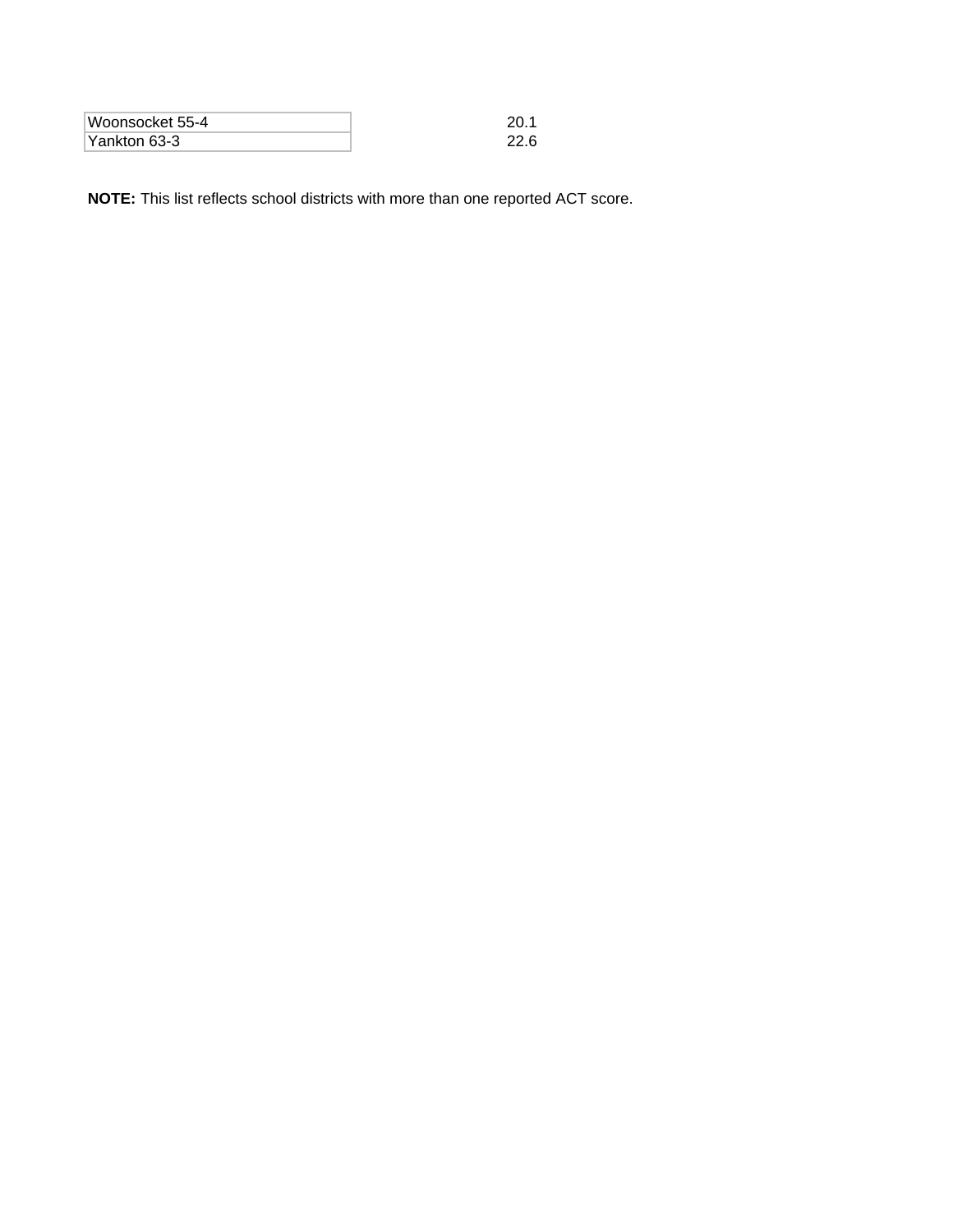| | |
|---|---|
| Woonsocket 55-4 | 20.1 |
| Yankton 63-3 | 22.6 |

**NOTE:** This list reflects school districts with more than one reported ACT score.